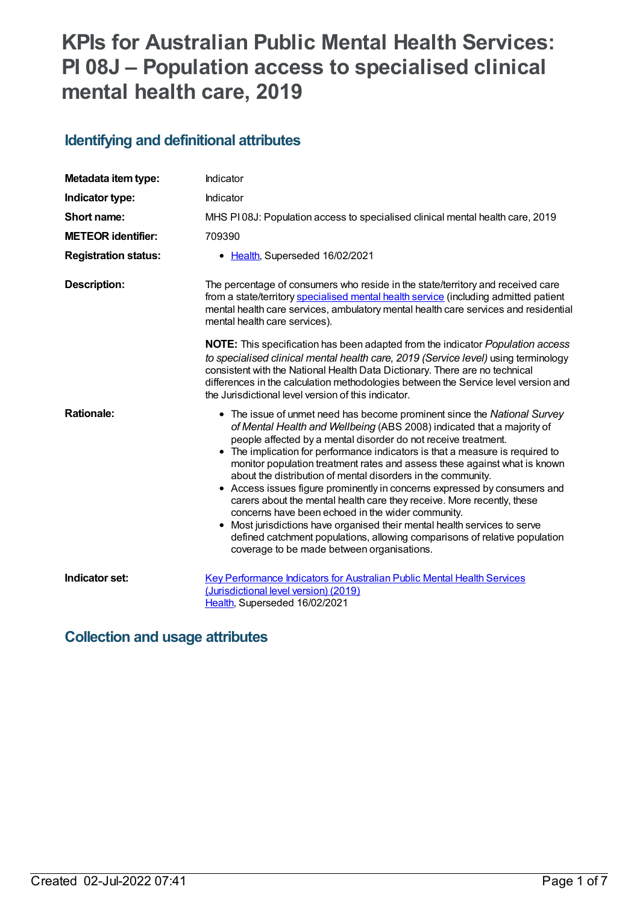# KPIs for Australian Public Mental Health Services: PI 08J – Population access to specialised clinical mental health care, 2019

## Identifying and definitional attributes

| | |
|---|---|
| **Metadata item type:** | Indicator |
| **Indicator type:** | Indicator |
| **Short name:** | MHS PI 08J: Population access to specialised clinical mental health care, 2019 |
| **METEOR identifier:** | 709390 |
| **Registration status:** | • Health, Superseded 16/02/2021 |
| **Description:** | The percentage of consumers who reside in the state/territory and received care from a state/territory specialised mental health service (including admitted patient mental health care services, ambulatory mental health care services and residential mental health care services).<br><br>**NOTE:** This specification has been adapted from the indicator *Population access to specialised clinical mental health care, 2019 (Service level)* using terminology consistent with the National Health Data Dictionary. There are no technical differences in the calculation methodologies between the Service level version and the Jurisdictional level version of this indicator. |
| **Rationale:** | • The issue of unmet need has become prominent since the *National Survey of Mental Health and Wellbeing* (ABS 2008) indicated that a majority of people affected by a mental disorder do not receive treatment.<br>• The implication for performance indicators is that a measure is required to monitor population treatment rates and assess these against what is known about the distribution of mental disorders in the community.<br>• Access issues figure prominently in concerns expressed by consumers and carers about the mental health care they receive. More recently, these concerns have been echoed in the wider community.<br>• Most jurisdictions have organised their mental health services to serve defined catchment populations, allowing comparisons of relative population coverage to be made between organisations. |
| **Indicator set:** | Key Performance Indicators for Australian Public Mental Health Services (Jurisdictional level version) (2019)<br>Health, Superseded 16/02/2021 |

## Collection and usage attributes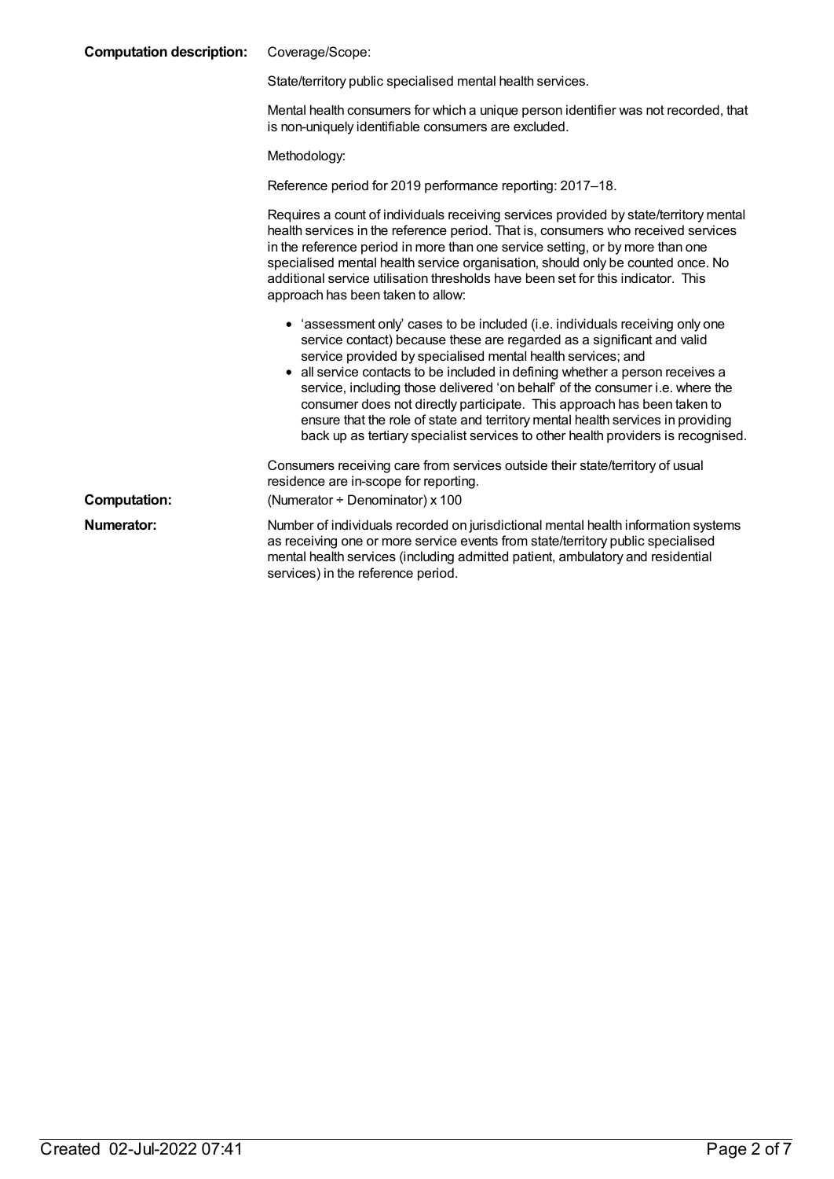**Computation description:** Coverage/Scope:

State/territory public specialised mental health services.

Mental health consumers for which a unique person identifier was not recorded, that is non-uniquely identifiable consumers are excluded.

Methodology:

Reference period for 2019 performance reporting: 2017–18.

Requires a count of individuals receiving services provided by state/territory mental health services in the reference period. That is, consumers who received services in the reference period in more than one service setting, or by more than one specialised mental health service organisation, should only be counted once. No additional service utilisation thresholds have been set for this indicator. This approach has been taken to allow:

- 'assessment only' cases to be included (i.e. individuals receiving only one service contact) because these are regarded as a significant and valid service provided by specialised mental health services; and
- all service contacts to be included in defining whether a person receives a service, including those delivered 'on behalf' of the consumer i.e. where the consumer does not directly participate. This approach has been taken to ensure that the role of state and territory mental health services in providing back up as tertiary specialist services to other health providers is recognised.

Consumers receiving care from services outside their state/territory of usual residence are in-scope for reporting.

**Computation:** (Numerator ÷ Denominator) x 100

**Numerator:** Number of individuals recorded on jurisdictional mental health information systems as receiving one or more service events from state/territory public specialised mental health services (including admitted patient, ambulatory and residential services) in the reference period.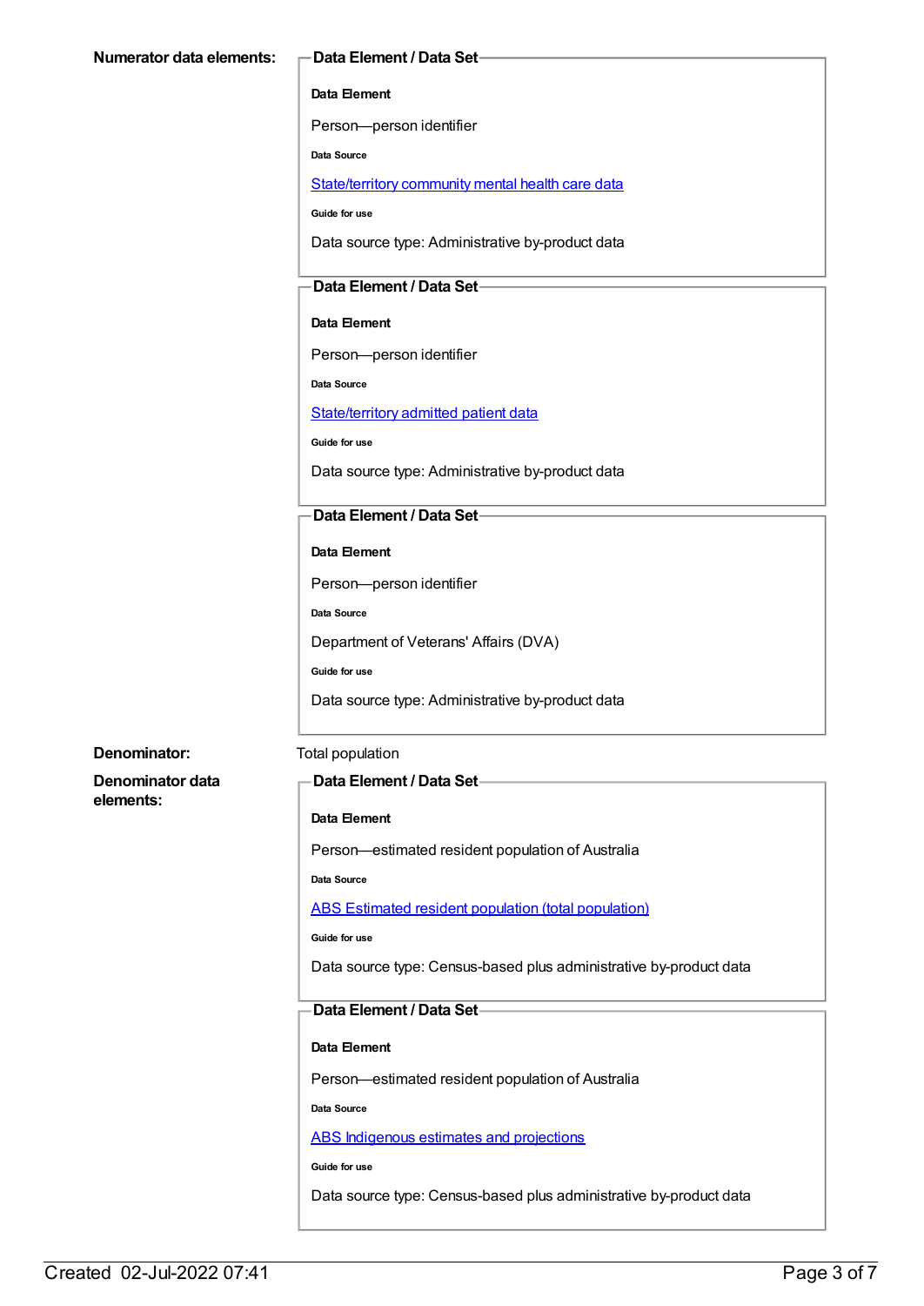**Numerator data elements:**

**Data Element / Data Set**

**Data Element**

Person—person identifier

**Data Source**

State/territory community mental health care data

**Guide for use**

Data source type: Administrative by-product data

**Data Element / Data Set**

**Data Element**

Person—person identifier

**Data Source**

State/territory admitted patient data

**Guide for use**

Data source type: Administrative by-product data

**Data Element / Data Set**

**Data Element**

Person—person identifier

**Data Source**

Department of Veterans' Affairs (DVA)

**Guide for use**

Data source type: Administrative by-product data

**Denominator:** Total population

**Denominator data elements:**

**Data Element / Data Set**

**Data Element**

Person—estimated resident population of Australia

**Data Source**

ABS Estimated resident population (total population)

**Guide for use**

Data source type: Census-based plus administrative by-product data

**Data Element / Data Set**

**Data Element**

Person—estimated resident population of Australia

**Data Source**

ABS Indigenous estimates and projections

**Guide for use**

Data source type: Census-based plus administrative by-product data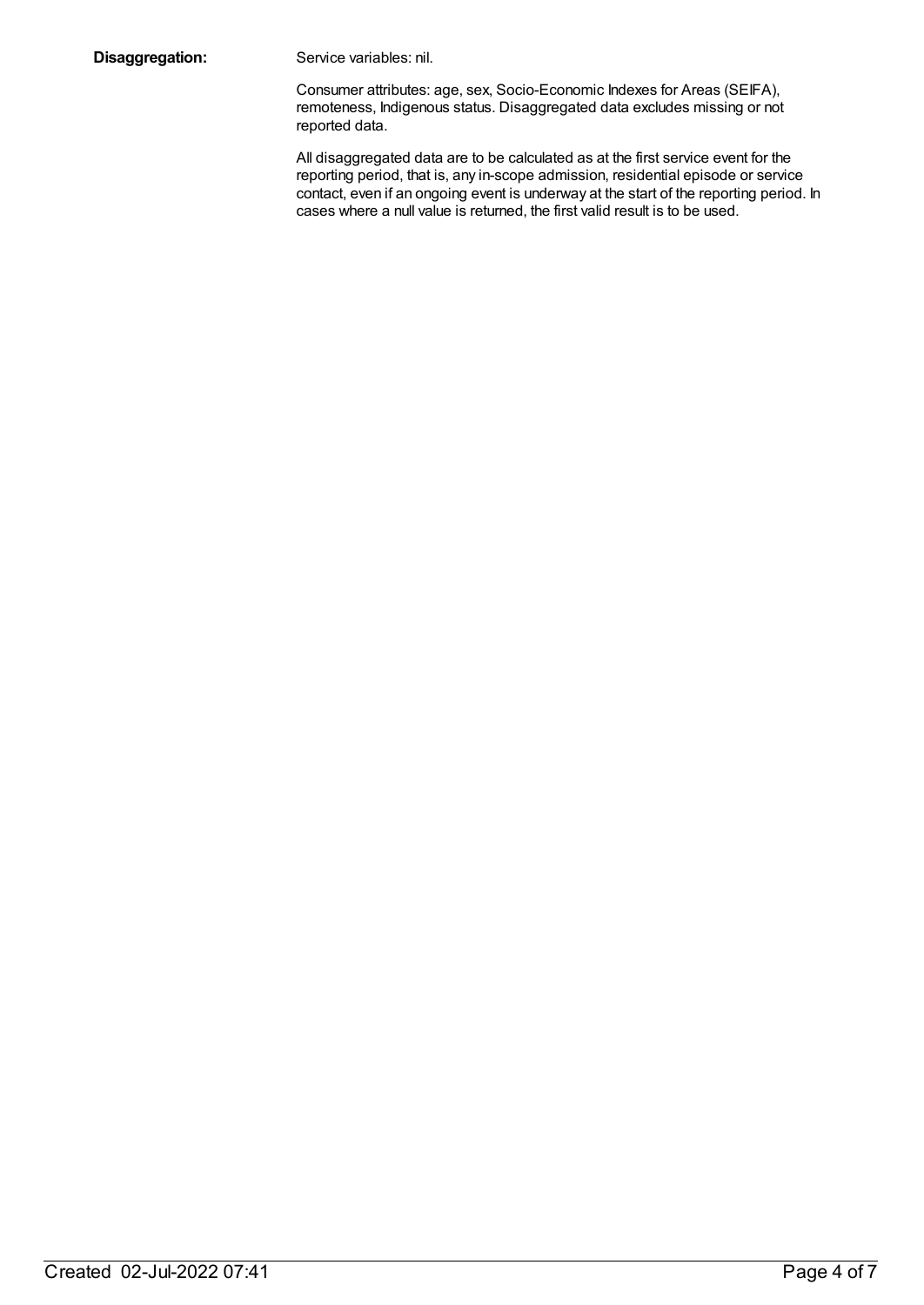**Disaggregation:**

Service variables: nil.

Consumer attributes: age, sex, Socio-Economic Indexes for Areas (SEIFA), remoteness, Indigenous status. Disaggregated data excludes missing or not reported data.

All disaggregated data are to be calculated as at the first service event for the reporting period, that is, any in-scope admission, residential episode or service contact, even if an ongoing event is underway at the start of the reporting period. In cases where a null value is returned, the first valid result is to be used.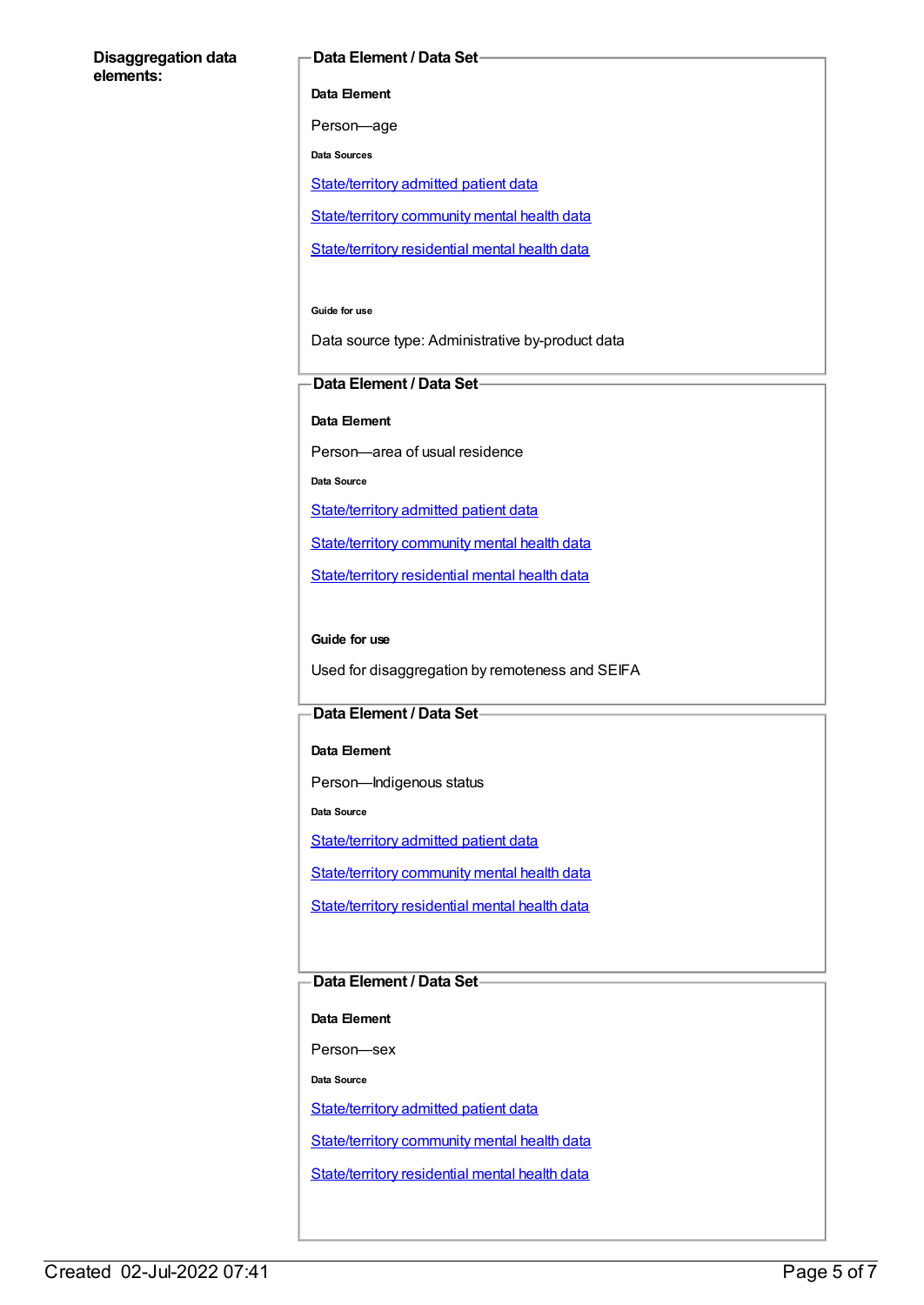**Disaggregation data elements:**

**Data Element / Data Set**

**Data Element**

Person—age

**Data Sources**

State/territory admitted patient data

State/territory community mental health data

State/territory residential mental health data

**Guide for use**

Data source type: Administrative by-product data

**Data Element / Data Set**

**Data Element**

Person—area of usual residence

**Data Source**

State/territory admitted patient data

State/territory community mental health data

State/territory residential mental health data

**Guide for use**

Used for disaggregation by remoteness and SEIFA

**Data Element / Data Set**

**Data Element**

Person—Indigenous status

**Data Source**

State/territory admitted patient data

State/territory community mental health data

State/territory residential mental health data

**Data Element / Data Set**

**Data Element**

Person—sex

**Data Source**

State/territory admitted patient data

State/territory community mental health data

State/territory residential mental health data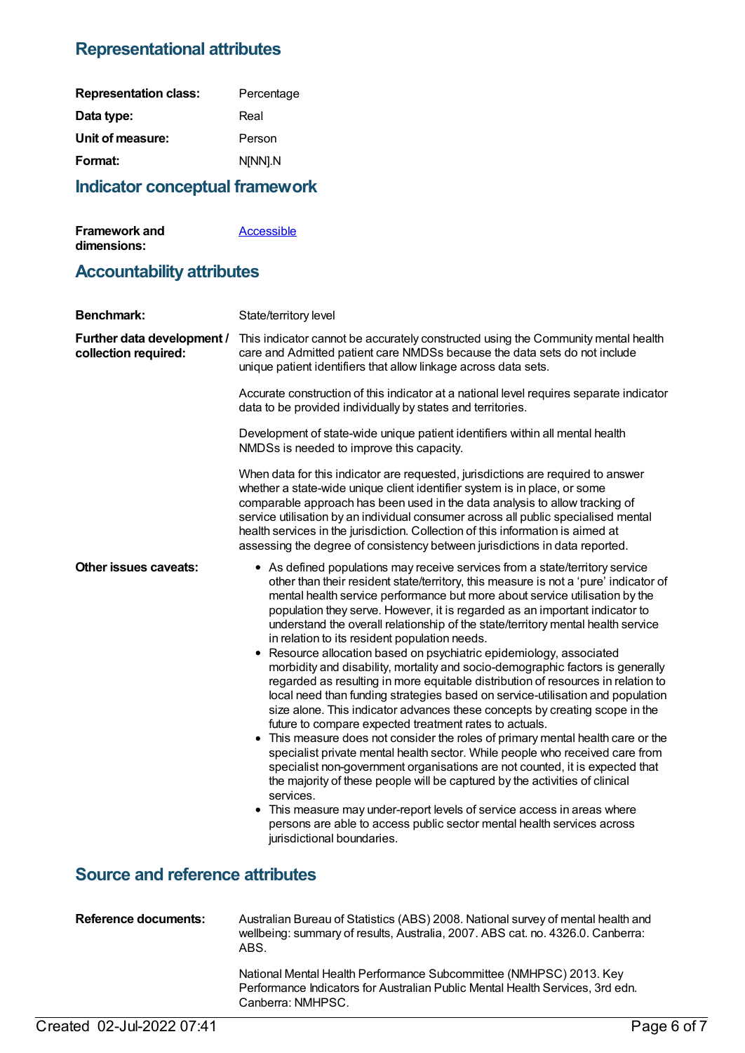## Representational attributes

| | |
|---|---|
| **Representation class:** | Percentage |
| **Data type:** | Real |
| **Unit of measure:** | Person |
| **Format:** | N[NN].N |

## Indicator conceptual framework

| | |
|---|---|
| **Framework and dimensions:** | Accessible |

## Accountability attributes

**Benchmark:** State/territory level

**Further data development / collection required:**

This indicator cannot be accurately constructed using the Community mental health care and Admitted patient care NMDSs because the data sets do not include unique patient identifiers that allow linkage across data sets.

Accurate construction of this indicator at a national level requires separate indicator data to be provided individually by states and territories.

Development of state-wide unique patient identifiers within all mental health NMDSs is needed to improve this capacity.

When data for this indicator are requested, jurisdictions are required to answer whether a state-wide unique client identifier system is in place, or some comparable approach has been used in the data analysis to allow tracking of service utilisation by an individual consumer across all public specialised mental health services in the jurisdiction. Collection of this information is aimed at assessing the degree of consistency between jurisdictions in data reported.

**Other issues caveats:**

- As defined populations may receive services from a state/territory service other than their resident state/territory, this measure is not a 'pure' indicator of mental health service performance but more about service utilisation by the population they serve. However, it is regarded as an important indicator to understand the overall relationship of the state/territory mental health service in relation to its resident population needs.
- Resource allocation based on psychiatric epidemiology, associated morbidity and disability, mortality and socio-demographic factors is generally regarded as resulting in more equitable distribution of resources in relation to local need than funding strategies based on service-utilisation and population size alone. This indicator advances these concepts by creating scope in the future to compare expected treatment rates to actuals.
- This measure does not consider the roles of primary mental health care or the specialist private mental health sector. While people who received care from specialist non-government organisations are not counted, it is expected that the majority of these people will be captured by the activities of clinical services.
- This measure may under-report levels of service access in areas where persons are able to access public sector mental health services across jurisdictional boundaries.

## Source and reference attributes

**Reference documents:**

Australian Bureau of Statistics (ABS) 2008. National survey of mental health and wellbeing: summary of results, Australia, 2007. ABS cat. no. 4326.0. Canberra: ABS.

National Mental Health Performance Subcommittee (NMHPSC) 2013. Key Performance Indicators for Australian Public Mental Health Services, 3rd edn. Canberra: NMHPSC.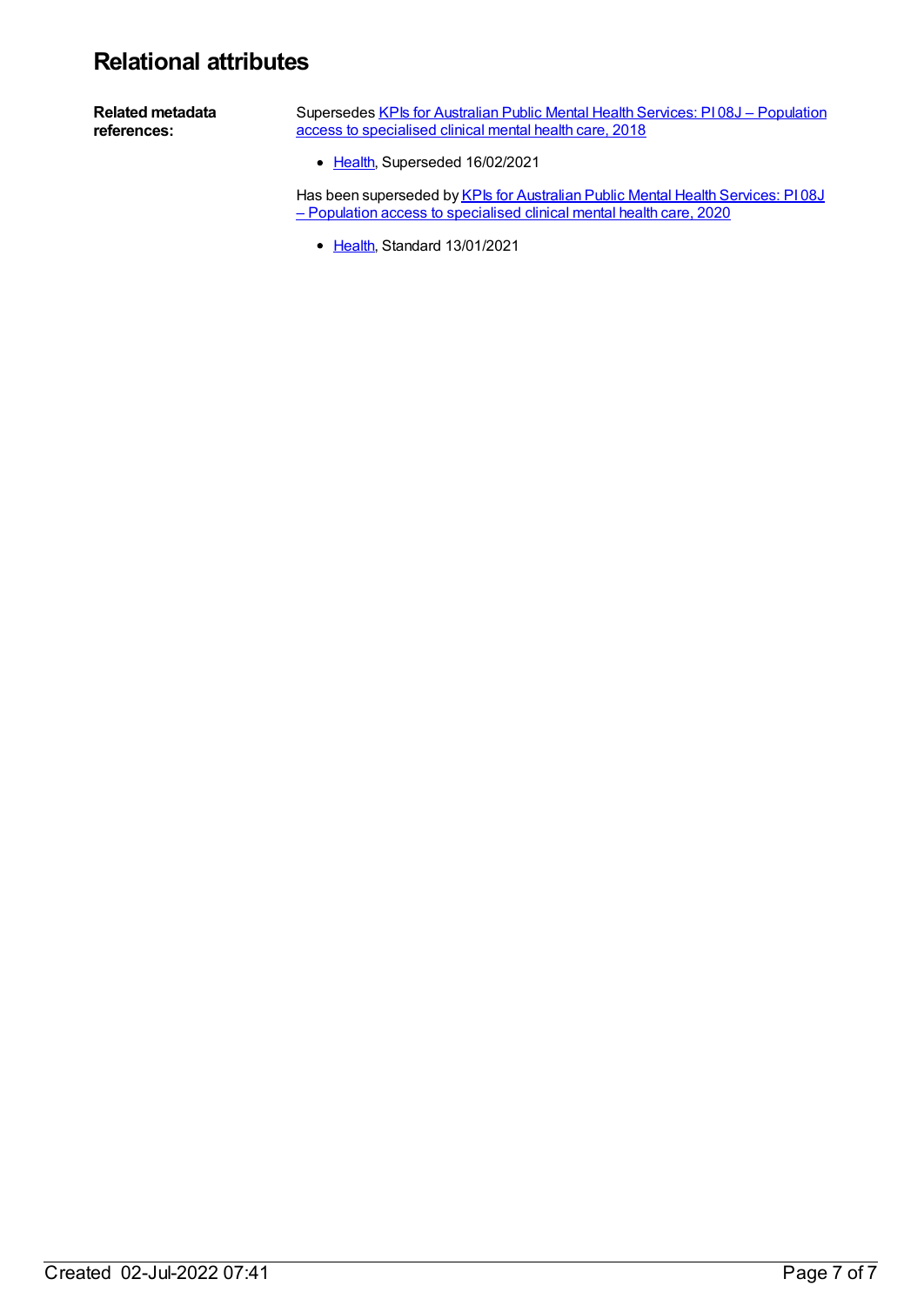## Relational attributes

**Related metadata references:**

Supersedes KPIs for Australian Public Mental Health Services: PI 08J – Population access to specialised clinical mental health care, 2018

- Health, Superseded 16/02/2021

Has been superseded by KPIs for Australian Public Mental Health Services: PI 08J – Population access to specialised clinical mental health care, 2020

- Health, Standard 13/01/2021